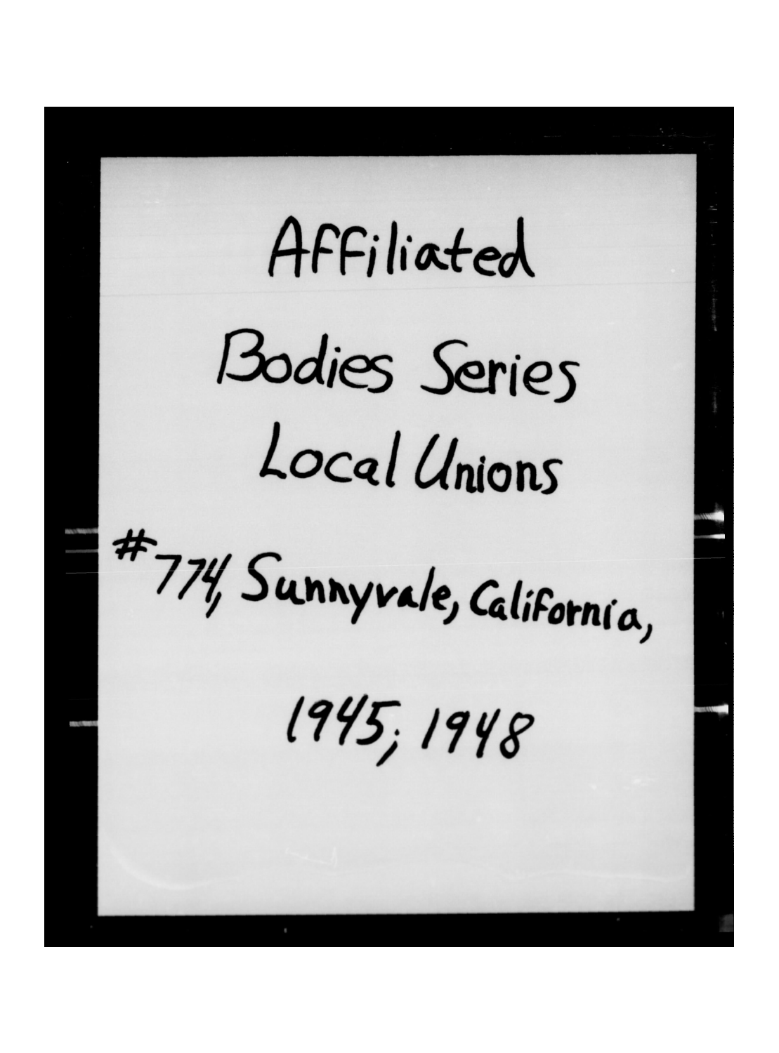Affiliated

Bodies Series

Local Unions

#774, Sunnyvale, California,

1945; 1948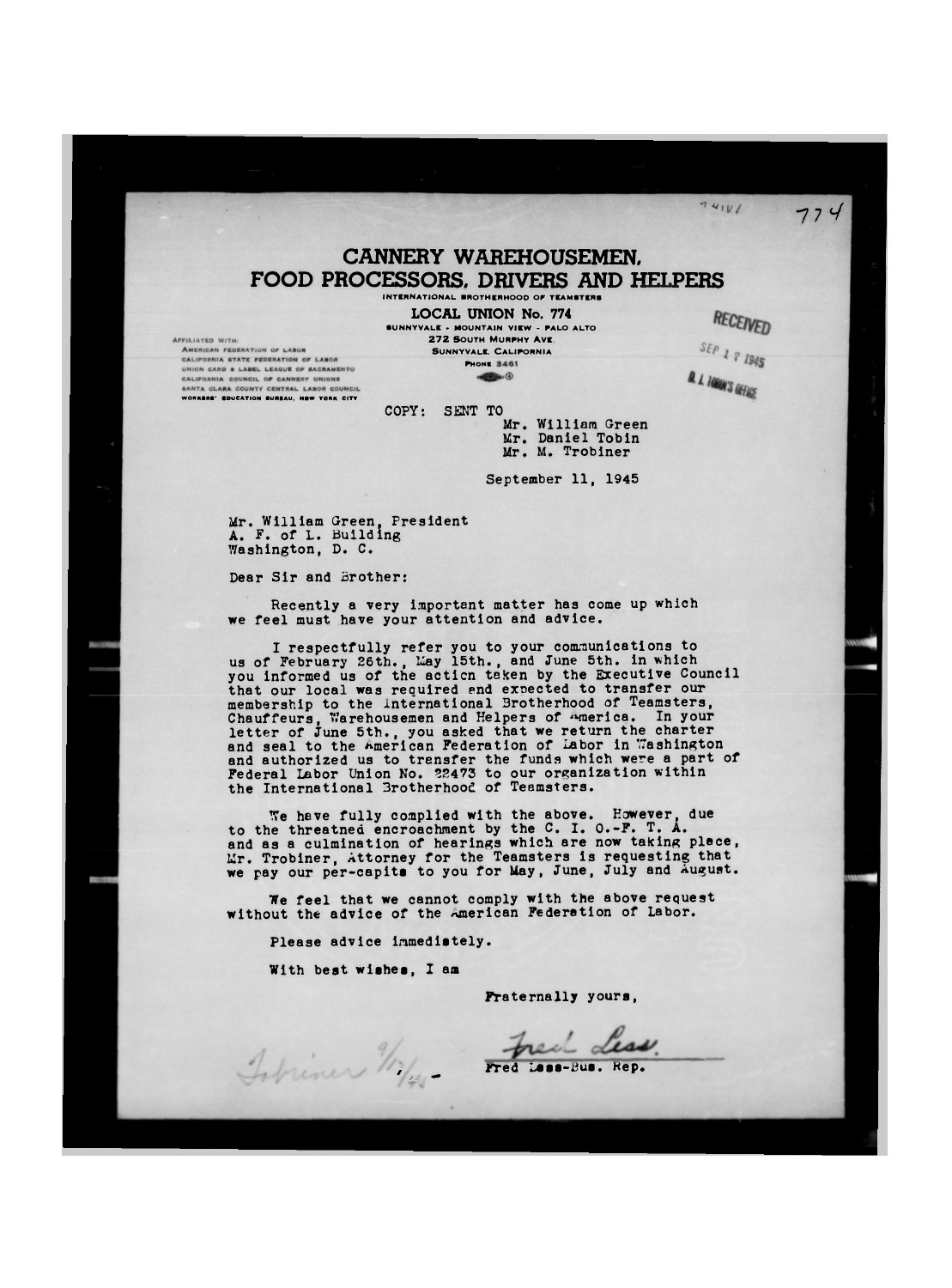774

# CANNERY WAREHOUSEMEN, FOOD PROCESSORS, DRIVERS AND HELPERS

INTERNATIONAL BROTHERHOOD OF TEAMSTERS

**LOCAL UNION No. 774**

SUNNYVALE - MOUNTAIN VIEW - PALO ALTO
272 SOUTH MURPHY AVE.
SUNNYVALE, CALIFORNIA
PHONE 3461

AFFILIATED WITH:
AMERICAN FEDERATION OF LABOR
CALIFORNIA STATE FEDERATION OF LABOR
UNION CARD & LABEL LEAGUE OF SACRAMENTO
CALIFORNIA COUNCIL OF CANNERY UNIONS
SANTA CLARA COUNTY CENTRAL LABOR COUNCIL
WORKERS' EDUCATION BUREAU, NEW YORK CITY

RECEIVED
SEP 17 1945
D. J. TOBIN'S OFFICE

COPY: SENT TO
Mr. William Green
Mr. Daniel Tobin
Mr. M. Trobiner

September 11, 1945

Mr. William Green, President
A. F. of L. Building
Washington, D. C.

Dear Sir and Brother:

Recently a very important matter has come up which we feel must have your attention and advice.

I respectfully refer you to your communications to us of February 26th., May 15th., and June 5th. in which you informed us of the action taken by the Executive Council that our local was required and expected to transfer our membership to the International Brotherhood of Teamsters, Chauffeurs, Warehousemen and Helpers of America. In your letter of June 5th., you asked that we return the charter and seal to the American Federation of Labor in Washington and authorized us to transfer the funds which were a part of Federal Labor Union No. 22473 to our organization within the International Brotherhood of Teamsters.

We have fully complied with the above. However, due to the threatned encroachment by the C. I. O.-F. T. A. and as a culmination of hearings which are now taking place, Mr. Trobiner, Attorney for the Teamsters is requesting that we pay our per-capita to you for May, June, July and August.

We feel that we cannot comply with the above request without the advice of the American Federation of Labor.

Please advice immediately.

With best wishes, I am

Fraternally yours,

Fred Less
Fred Less-Bus. Rep.

Tobriner 9/17/45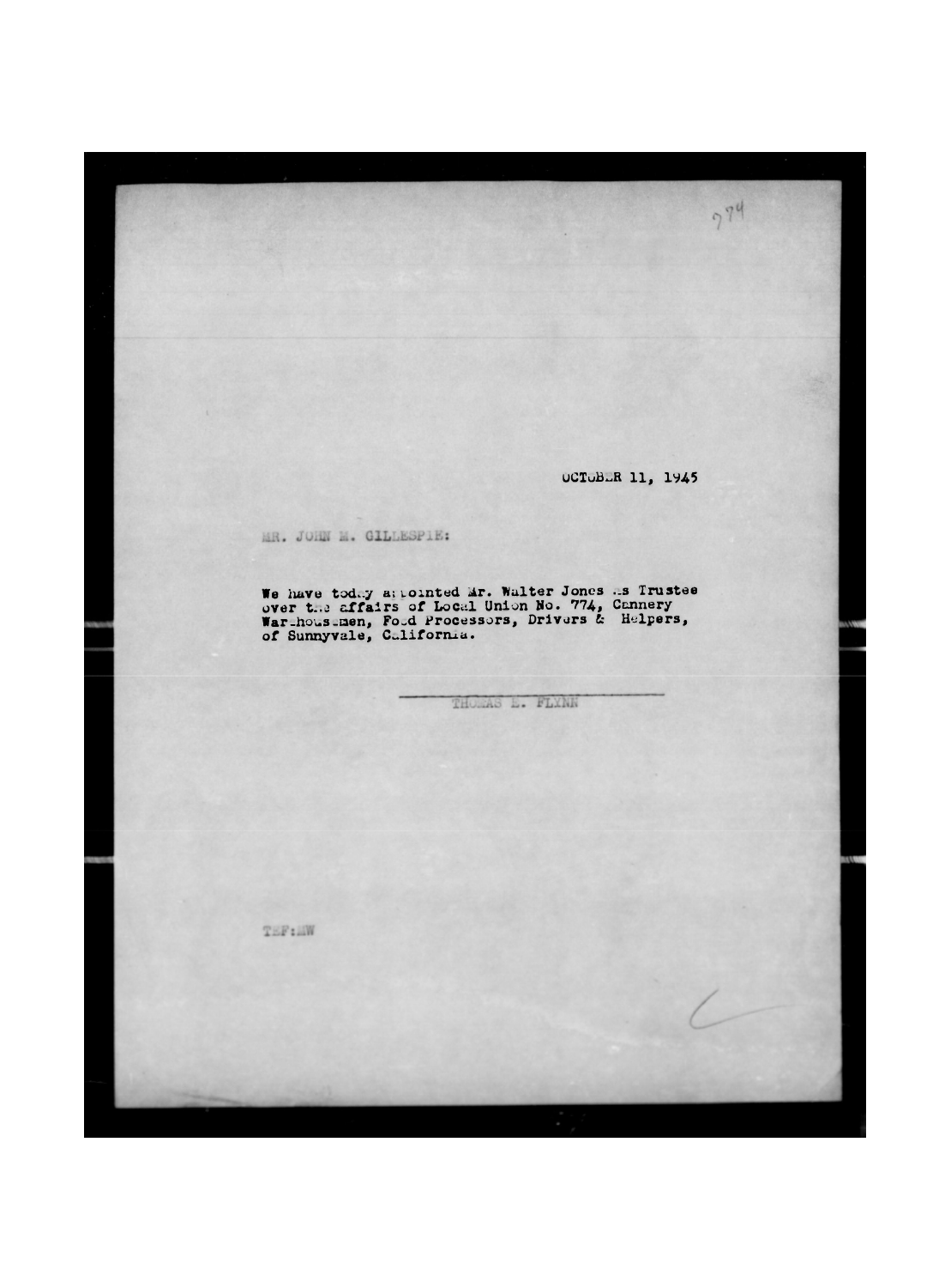774

OCTOBER 11, 1945

MR. JOHN M. GILLESPIE:

We have today appointed Mr. Walter Jones as Trustee over the affairs of Local Union No. 774, Cannery Warehousemen, Food Processors, Drivers & Helpers, of Sunnyvale, California.

THOMAS E. FLYNN

TEF:MW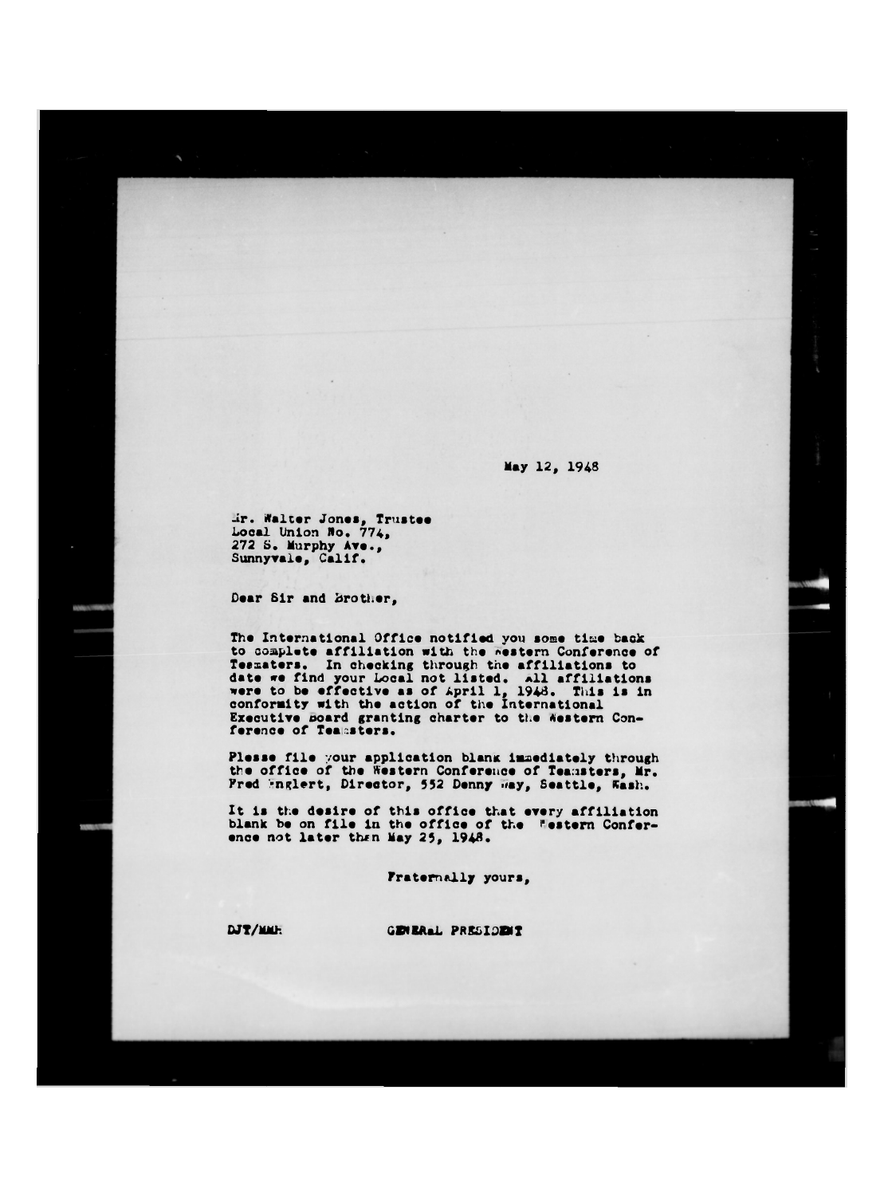May 12, 1948

Mr. Walter Jones, Trustee
Local Union No. 774,
272 S. Murphy Ave.,
Sunnyvale, Calif.

Dear Sir and Brother,

The International Office notified you some time back to complete affiliation with the Western Conference of Teamsters. In checking through the affiliations to date we find your Local not listed. All affiliations were to be effective as of April 1, 1948. This is in conformity with the action of the International Executive Board granting charter to the Western Conference of Teamsters.

Please file your application blank immediately through the office of the Western Conference of Teamsters, Mr. Fred Englert, Director, 552 Denny Way, Seattle, Wash.

It is the desire of this office that every affiliation blank be on file in the office of the Western Conference not later than May 25, 1948.

Fraternally yours,

DJT/MMH

GENERAL PRESIDENT